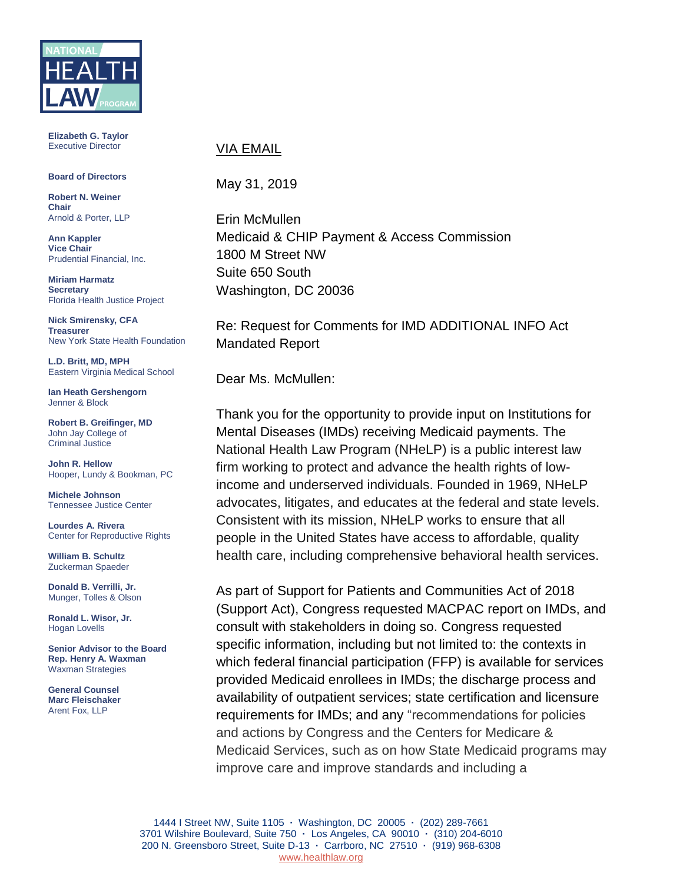NATIONAL HEALTH LAW PROGRAM

**Elizabeth G. Taylor**
Executive Director

**Board of Directors**

**Robert N. Weiner**
**Chair**
Arnold & Porter, LLP

**Ann Kappler**
**Vice Chair**
Prudential Financial, Inc.

**Miriam Harmatz**
**Secretary**
Florida Health Justice Project

**Nick Smirensky, CFA**
**Treasurer**
New York State Health Foundation

**L.D. Britt, MD, MPH**
Eastern Virginia Medical School

**Ian Heath Gershengorn**
Jenner & Block

**Robert B. Greifinger, MD**
John Jay College of Criminal Justice

**John R. Hellow**
Hooper, Lundy & Bookman, PC

**Michele Johnson**
Tennessee Justice Center

**Lourdes A. Rivera**
Center for Reproductive Rights

**William B. Schultz**
Zuckerman Spaeder

**Donald B. Verrilli, Jr.**
Munger, Tolles & Olson

**Ronald L. Wisor, Jr.**
Hogan Lovells

**Senior Advisor to the Board**
**Rep. Henry A. Waxman**
Waxman Strategies

**General Counsel**
**Marc Fleischaker**
Arent Fox, LLP

VIA EMAIL

May 31, 2019

Erin McMullen
Medicaid & CHIP Payment & Access Commission
1800 M Street NW
Suite 650 South
Washington, DC 20036

Re: Request for Comments for IMD ADDITIONAL INFO Act Mandated Report

Dear Ms. McMullen:

Thank you for the opportunity to provide input on Institutions for Mental Diseases (IMDs) receiving Medicaid payments. The National Health Law Program (NHeLP) is a public interest law firm working to protect and advance the health rights of low-income and underserved individuals. Founded in 1969, NHeLP advocates, litigates, and educates at the federal and state levels. Consistent with its mission, NHeLP works to ensure that all people in the United States have access to affordable, quality health care, including comprehensive behavioral health services.

As part of Support for Patients and Communities Act of 2018 (Support Act), Congress requested MACPAC report on IMDs, and consult with stakeholders in doing so. Congress requested specific information, including but not limited to: the contexts in which federal financial participation (FFP) is available for services provided Medicaid enrollees in IMDs; the discharge process and availability of outpatient services; state certification and licensure requirements for IMDs; and any "recommendations for policies and actions by Congress and the Centers for Medicare & Medicaid Services, such as on how State Medicaid programs may improve care and improve standards and including a

1444 I Street NW, Suite 1105 · Washington, DC 20005 · (202) 289-7661
3701 Wilshire Boulevard, Suite 750 · Los Angeles, CA 90010 · (310) 204-6010
200 N. Greensboro Street, Suite D-13 · Carrboro, NC 27510 · (919) 968-6308
www.healthlaw.org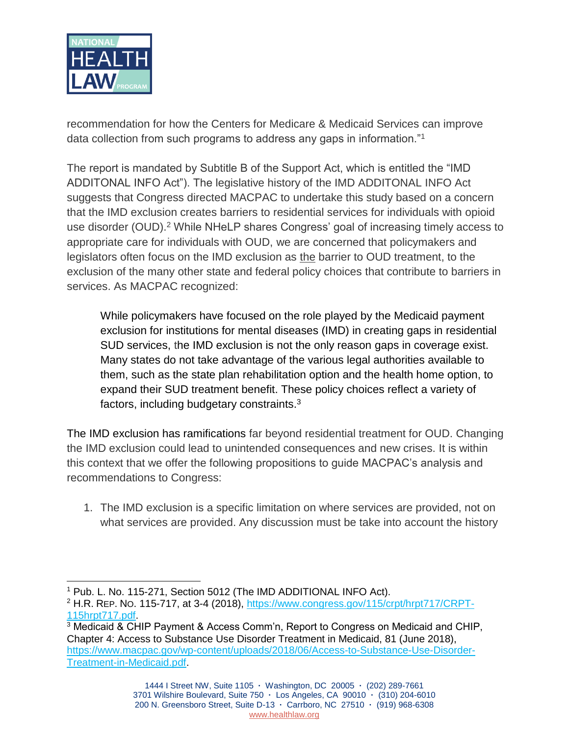recommendation for how the Centers for Medicare & Medicaid Services can improve data collection from such programs to address any gaps in information."[1]

The report is mandated by Subtitle B of the Support Act, which is entitled the "IMD ADDITONAL INFO Act"). The legislative history of the IMD ADDITONAL INFO Act suggests that Congress directed MACPAC to undertake this study based on a concern that the IMD exclusion creates barriers to residential services for individuals with opioid use disorder (OUD).[2] While NHeLP shares Congress' goal of increasing timely access to appropriate care for individuals with OUD, we are concerned that policymakers and legislators often focus on the IMD exclusion as the barrier to OUD treatment, to the exclusion of the many other state and federal policy choices that contribute to barriers in services. As MACPAC recognized:

> While policymakers have focused on the role played by the Medicaid payment exclusion for institutions for mental diseases (IMD) in creating gaps in residential SUD services, the IMD exclusion is not the only reason gaps in coverage exist. Many states do not take advantage of the various legal authorities available to them, such as the state plan rehabilitation option and the health home option, to expand their SUD treatment benefit. These policy choices reflect a variety of factors, including budgetary constraints.[3]

The IMD exclusion has ramifications far beyond residential treatment for OUD. Changing the IMD exclusion could lead to unintended consequences and new crises. It is within this context that we offer the following propositions to guide MACPAC's analysis and recommendations to Congress:

1. The IMD exclusion is a specific limitation on where services are provided, not on what services are provided. Any discussion must be take into account the history

---

[1] Pub. L. No. 115-271, Section 5012 (The IMD ADDITIONAL INFO Act).

[2] H.R. Rep. No. 115-717, at 3-4 (2018), https://www.congress.gov/115/crpt/hrpt717/CRPT-115hrpt717.pdf.

[3] Medicaid & CHIP Payment & Access Comm'n, Report to Congress on Medicaid and CHIP, Chapter 4: Access to Substance Use Disorder Treatment in Medicaid, 81 (June 2018), https://www.macpac.gov/wp-content/uploads/2018/06/Access-to-Substance-Use-Disorder-Treatment-in-Medicaid.pdf.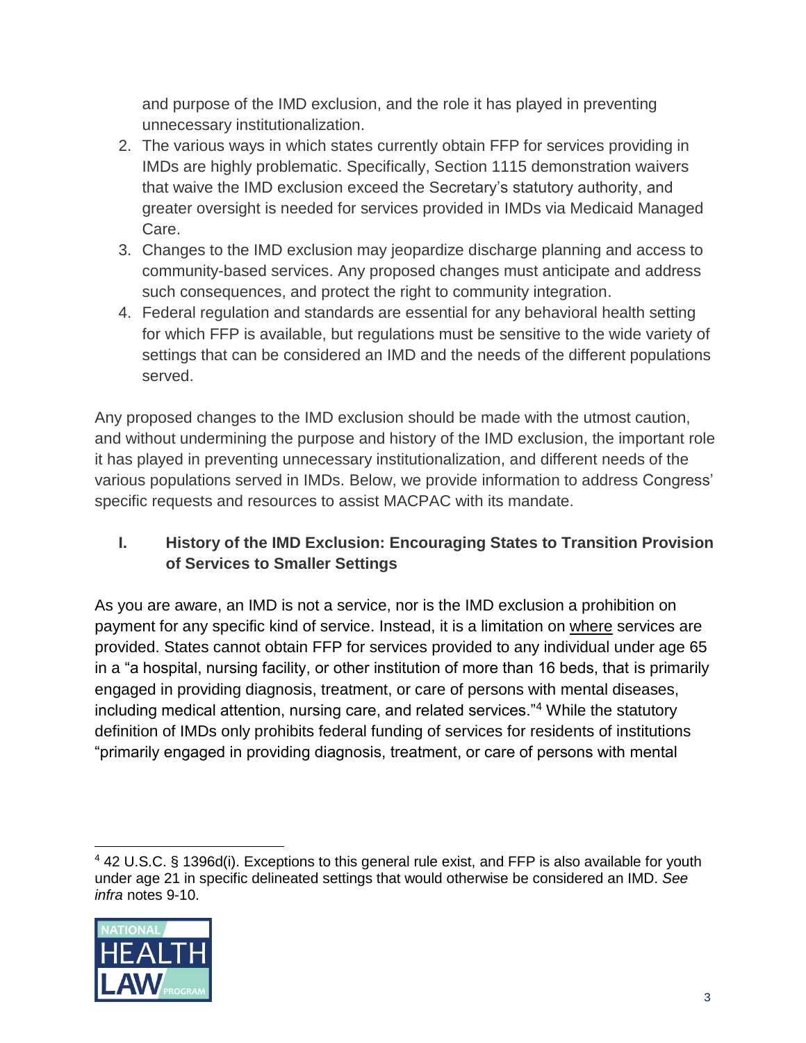and purpose of the IMD exclusion, and the role it has played in preventing unnecessary institutionalization.

2. The various ways in which states currently obtain FFP for services providing in IMDs are highly problematic. Specifically, Section 1115 demonstration waivers that waive the IMD exclusion exceed the Secretary's statutory authority, and greater oversight is needed for services provided in IMDs via Medicaid Managed Care.
3. Changes to the IMD exclusion may jeopardize discharge planning and access to community-based services. Any proposed changes must anticipate and address such consequences, and protect the right to community integration.
4. Federal regulation and standards are essential for any behavioral health setting for which FFP is available, but regulations must be sensitive to the wide variety of settings that can be considered an IMD and the needs of the different populations served.

Any proposed changes to the IMD exclusion should be made with the utmost caution, and without undermining the purpose and history of the IMD exclusion, the important role it has played in preventing unnecessary institutionalization, and different needs of the various populations served in IMDs. Below, we provide information to address Congress' specific requests and resources to assist MACPAC with its mandate.

## I. History of the IMD Exclusion: Encouraging States to Transition Provision of Services to Smaller Settings

As you are aware, an IMD is not a service, nor is the IMD exclusion a prohibition on payment for any specific kind of service. Instead, it is a limitation on where services are provided. States cannot obtain FFP for services provided to any individual under age 65 in a "a hospital, nursing facility, or other institution of more than 16 beds, that is primarily engaged in providing diagnosis, treatment, or care of persons with mental diseases, including medical attention, nursing care, and related services."[4] While the statutory definition of IMDs only prohibits federal funding of services for residents of institutions "primarily engaged in providing diagnosis, treatment, or care of persons with mental

[4] 42 U.S.C. § 1396d(i). Exceptions to this general rule exist, and FFP is also available for youth under age 21 in specific delineated settings that would otherwise be considered an IMD. *See infra* notes 9-10.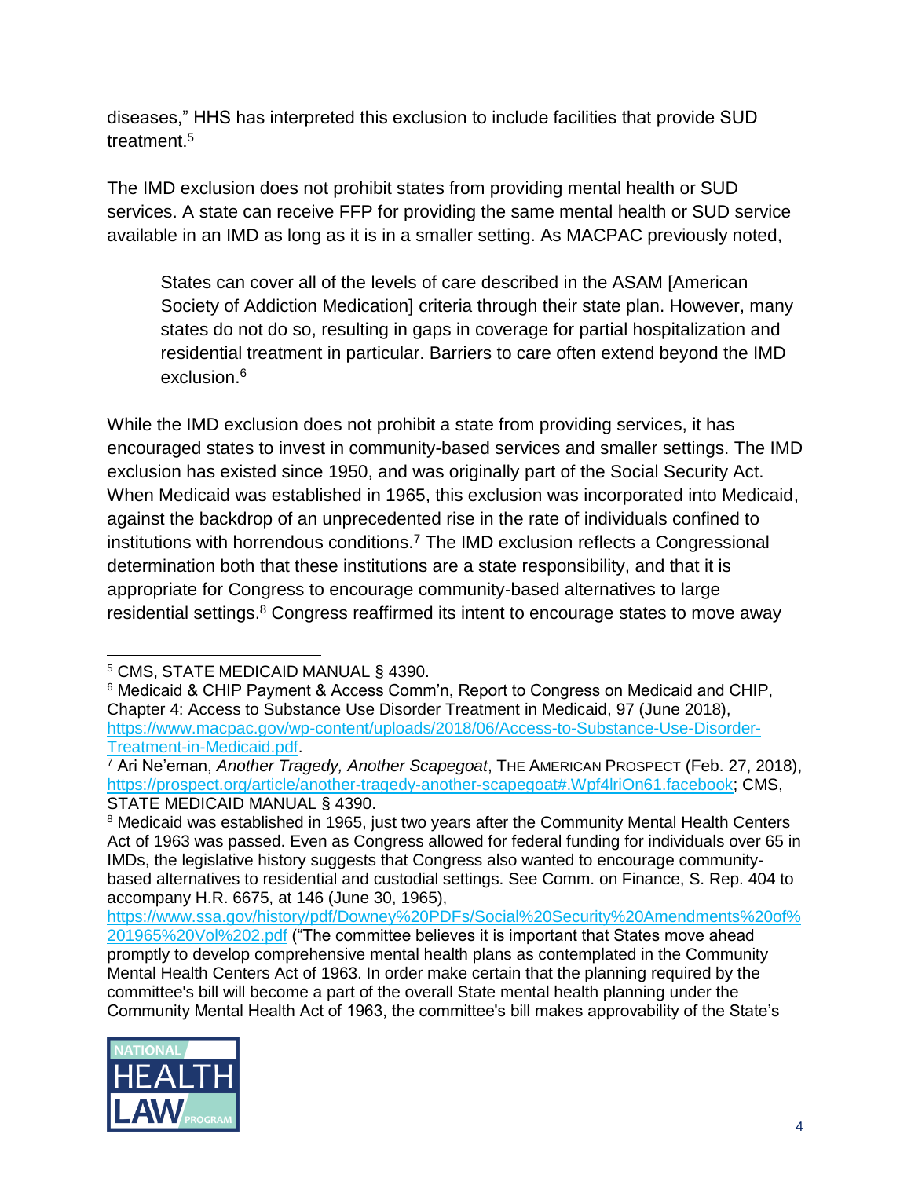diseases," HHS has interpreted this exclusion to include facilities that provide SUD treatment.[5]

The IMD exclusion does not prohibit states from providing mental health or SUD services. A state can receive FFP for providing the same mental health or SUD service available in an IMD as long as it is in a smaller setting. As MACPAC previously noted,

> States can cover all of the levels of care described in the ASAM [American Society of Addiction Medication] criteria through their state plan. However, many states do not do so, resulting in gaps in coverage for partial hospitalization and residential treatment in particular. Barriers to care often extend beyond the IMD exclusion.[6]

While the IMD exclusion does not prohibit a state from providing services, it has encouraged states to invest in community-based services and smaller settings. The IMD exclusion has existed since 1950, and was originally part of the Social Security Act. When Medicaid was established in 1965, this exclusion was incorporated into Medicaid, against the backdrop of an unprecedented rise in the rate of individuals confined to institutions with horrendous conditions.[7] The IMD exclusion reflects a Congressional determination both that these institutions are a state responsibility, and that it is appropriate for Congress to encourage community-based alternatives to large residential settings.[8] Congress reaffirmed its intent to encourage states to move away

---

[5] CMS, STATE MEDICAID MANUAL § 4390.

[6] Medicaid & CHIP Payment & Access Comm'n, Report to Congress on Medicaid and CHIP, Chapter 4: Access to Substance Use Disorder Treatment in Medicaid, 97 (June 2018), https://www.macpac.gov/wp-content/uploads/2018/06/Access-to-Substance-Use-Disorder-Treatment-in-Medicaid.pdf.

[7] Ari Ne'eman, *Another Tragedy, Another Scapegoat*, THE AMERICAN PROSPECT (Feb. 27, 2018), https://prospect.org/article/another-tragedy-another-scapegoat#.Wpf4lriOn61.facebook; CMS, STATE MEDICAID MANUAL § 4390.

[8] Medicaid was established in 1965, just two years after the Community Mental Health Centers Act of 1963 was passed. Even as Congress allowed for federal funding for individuals over 65 in IMDs, the legislative history suggests that Congress also wanted to encourage community-based alternatives to residential and custodial settings. See Comm. on Finance, S. Rep. 404 to accompany H.R. 6675, at 146 (June 30, 1965), https://www.ssa.gov/history/pdf/Downey%20PDFs/Social%20Security%20Amendments%20of%201965%20Vol%202.pdf ("The committee believes it is important that States move ahead promptly to develop comprehensive mental health plans as contemplated in the Community Mental Health Centers Act of 1963. In order make certain that the planning required by the committee's bill will become a part of the overall State mental health planning under the Community Mental Health Act of 1963, the committee's bill makes approvability of the State's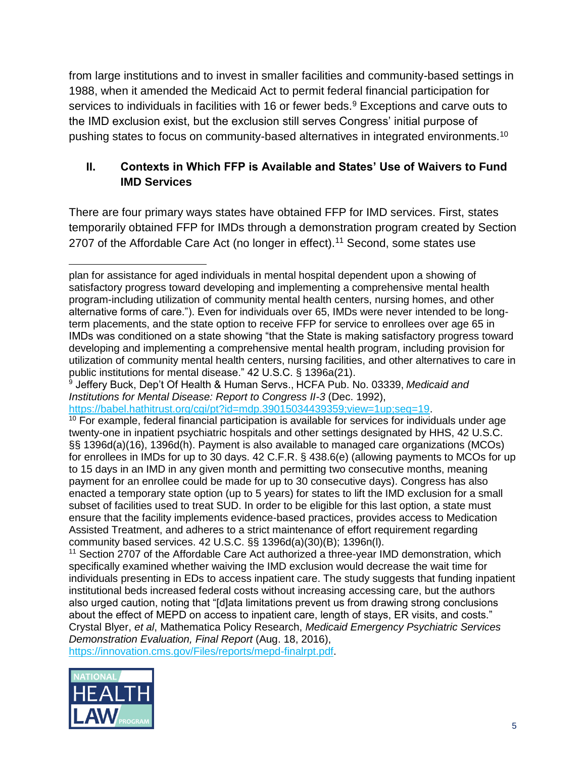from large institutions and to invest in smaller facilities and community-based settings in 1988, when it amended the Medicaid Act to permit federal financial participation for services to individuals in facilities with 16 or fewer beds.[9] Exceptions and carve outs to the IMD exclusion exist, but the exclusion still serves Congress' initial purpose of pushing states to focus on community-based alternatives in integrated environments.[10]

## II. Contexts in Which FFP is Available and States' Use of Waivers to Fund IMD Services

There are four primary ways states have obtained FFP for IMD services. First, states temporarily obtained FFP for IMDs through a demonstration program created by Section 2707 of the Affordable Care Act (no longer in effect).[11] Second, some states use

---

plan for assistance for aged individuals in mental hospital dependent upon a showing of satisfactory progress toward developing and implementing a comprehensive mental health program-including utilization of community mental health centers, nursing homes, and other alternative forms of care."). Even for individuals over 65, IMDs were never intended to be long-term placements, and the state option to receive FFP for service to enrollees over age 65 in IMDs was conditioned on a state showing "that the State is making satisfactory progress toward developing and implementing a comprehensive mental health program, including provision for utilization of community mental health centers, nursing facilities, and other alternatives to care in public institutions for mental disease." 42 U.S.C. § 1396a(21).

[9] Jeffery Buck, Dep't Of Health & Human Servs., HCFA Pub. No. 03339, *Medicaid and Institutions for Mental Disease: Report to Congress II-3* (Dec. 1992), https://babel.hathitrust.org/cgi/pt?id=mdp.39015034439359;view=1up;seq=19.

[10] For example, federal financial participation is available for services for individuals under age twenty-one in inpatient psychiatric hospitals and other settings designated by HHS, 42 U.S.C. §§ 1396d(a)(16), 1396d(h). Payment is also available to managed care organizations (MCOs) for enrollees in IMDs for up to 30 days. 42 C.F.R. § 438.6(e) (allowing payments to MCOs for up to 15 days in an IMD in any given month and permitting two consecutive months, meaning payment for an enrollee could be made for up to 30 consecutive days). Congress has also enacted a temporary state option (up to 5 years) for states to lift the IMD exclusion for a small subset of facilities used to treat SUD. In order to be eligible for this last option, a state must ensure that the facility implements evidence-based practices, provides access to Medication Assisted Treatment, and adheres to a strict maintenance of effort requirement regarding community based services. 42 U.S.C. §§ 1396d(a)(30)(B); 1396n(l).

[11] Section 2707 of the Affordable Care Act authorized a three-year IMD demonstration, which specifically examined whether waiving the IMD exclusion would decrease the wait time for individuals presenting in EDs to access inpatient care. The study suggests that funding inpatient institutional beds increased federal costs without increasing accessing care, but the authors also urged caution, noting that "[d]ata limitations prevent us from drawing strong conclusions about the effect of MEPD on access to inpatient care, length of stays, ER visits, and costs." Crystal Blyer, *et al*, Mathematica Policy Research, *Medicaid Emergency Psychiatric Services Demonstration Evaluation, Final Report* (Aug. 18, 2016), https://innovation.cms.gov/Files/reports/mepd-finalrpt.pdf.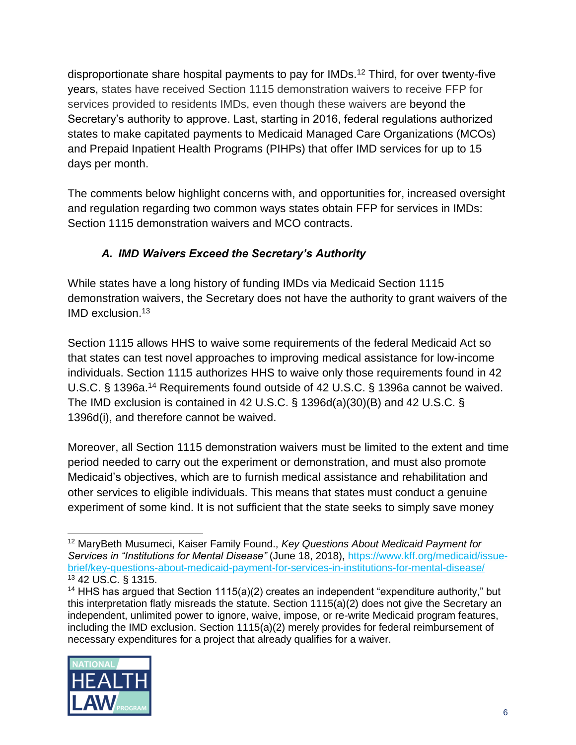disproportionate share hospital payments to pay for IMDs.[12] Third, for over twenty-five years, states have received Section 1115 demonstration waivers to receive FFP for services provided to residents IMDs, even though these waivers are beyond the Secretary's authority to approve. Last, starting in 2016, federal regulations authorized states to make capitated payments to Medicaid Managed Care Organizations (MCOs) and Prepaid Inpatient Health Programs (PIHPs) that offer IMD services for up to 15 days per month.

The comments below highlight concerns with, and opportunities for, increased oversight and regulation regarding two common ways states obtain FFP for services in IMDs: Section 1115 demonstration waivers and MCO contracts.

### *A. IMD Waivers Exceed the Secretary's Authority*

While states have a long history of funding IMDs via Medicaid Section 1115 demonstration waivers, the Secretary does not have the authority to grant waivers of the IMD exclusion.[13]

Section 1115 allows HHS to waive some requirements of the federal Medicaid Act so that states can test novel approaches to improving medical assistance for low-income individuals. Section 1115 authorizes HHS to waive only those requirements found in 42 U.S.C. § 1396a.[14] Requirements found outside of 42 U.S.C. § 1396a cannot be waived. The IMD exclusion is contained in 42 U.S.C. § 1396d(a)(30)(B) and 42 U.S.C. § 1396d(i), and therefore cannot be waived.

Moreover, all Section 1115 demonstration waivers must be limited to the extent and time period needed to carry out the experiment or demonstration, and must also promote Medicaid's objectives, which are to furnish medical assistance and rehabilitation and other services to eligible individuals. This means that states must conduct a genuine experiment of some kind. It is not sufficient that the state seeks to simply save money

---

[12] MaryBeth Musumeci, Kaiser Family Found., *Key Questions About Medicaid Payment for Services in "Institutions for Mental Disease"* (June 18, 2018), https://www.kff.org/medicaid/issue-brief/key-questions-about-medicaid-payment-for-services-in-institutions-for-mental-disease/

[13] 42 US.C. § 1315.

[14] HHS has argued that Section 1115(a)(2) creates an independent "expenditure authority," but this interpretation flatly misreads the statute. Section 1115(a)(2) does not give the Secretary an independent, unlimited power to ignore, waive, impose, or re-write Medicaid program features, including the IMD exclusion. Section 1115(a)(2) merely provides for federal reimbursement of necessary expenditures for a project that already qualifies for a waiver.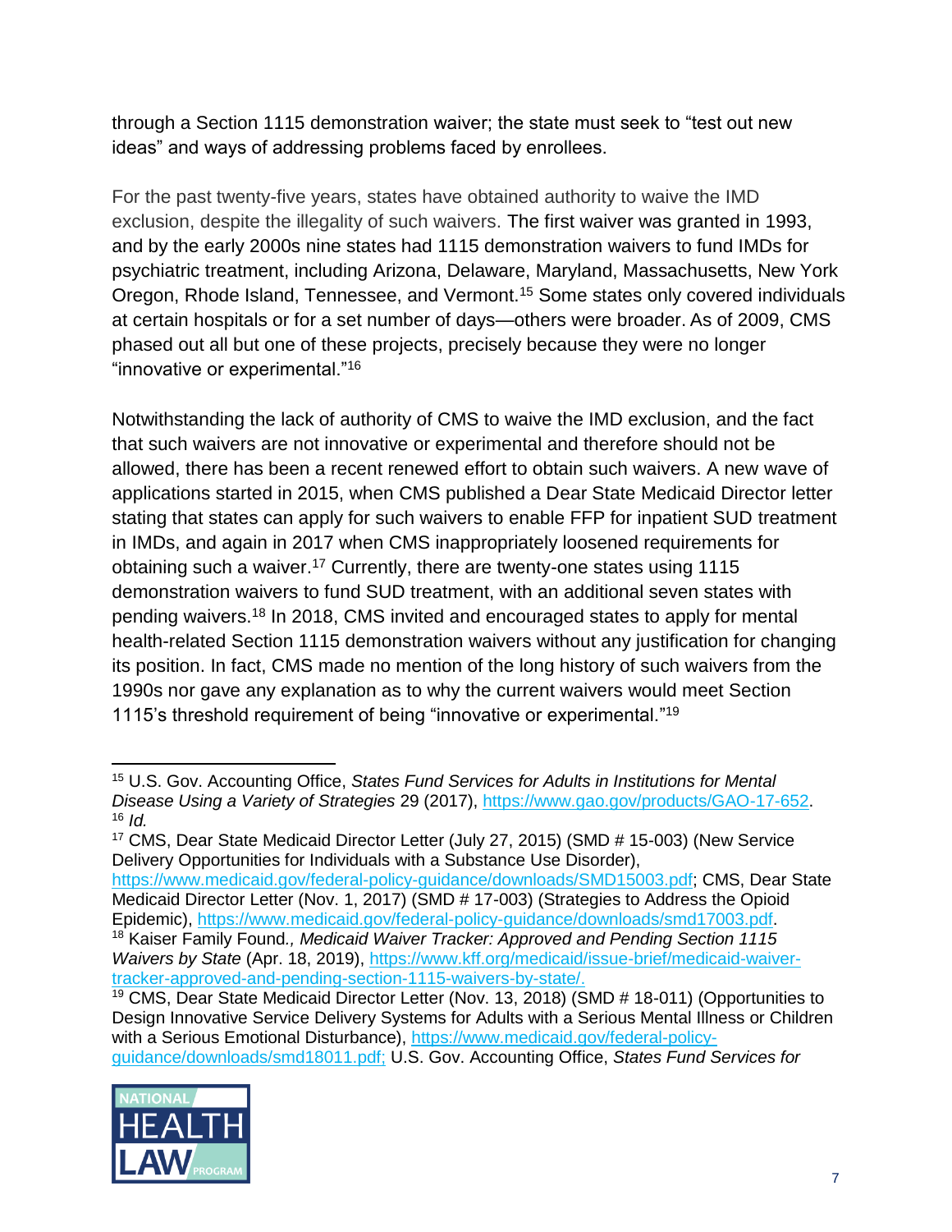through a Section 1115 demonstration waiver; the state must seek to "test out new ideas" and ways of addressing problems faced by enrollees.

For the past twenty-five years, states have obtained authority to waive the IMD exclusion, despite the illegality of such waivers. The first waiver was granted in 1993, and by the early 2000s nine states had 1115 demonstration waivers to fund IMDs for psychiatric treatment, including Arizona, Delaware, Maryland, Massachusetts, New York Oregon, Rhode Island, Tennessee, and Vermont.[15] Some states only covered individuals at certain hospitals or for a set number of days—others were broader. As of 2009, CMS phased out all but one of these projects, precisely because they were no longer "innovative or experimental."[16]

Notwithstanding the lack of authority of CMS to waive the IMD exclusion, and the fact that such waivers are not innovative or experimental and therefore should not be allowed, there has been a recent renewed effort to obtain such waivers. A new wave of applications started in 2015, when CMS published a Dear State Medicaid Director letter stating that states can apply for such waivers to enable FFP for inpatient SUD treatment in IMDs, and again in 2017 when CMS inappropriately loosened requirements for obtaining such a waiver.[17] Currently, there are twenty-one states using 1115 demonstration waivers to fund SUD treatment, with an additional seven states with pending waivers.[18] In 2018, CMS invited and encouraged states to apply for mental health-related Section 1115 demonstration waivers without any justification for changing its position. In fact, CMS made no mention of the long history of such waivers from the 1990s nor gave any explanation as to why the current waivers would meet Section 1115's threshold requirement of being "innovative or experimental."[19]

---

[15] U.S. Gov. Accounting Office, *States Fund Services for Adults in Institutions for Mental Disease Using a Variety of Strategies* 29 (2017), https://www.gao.gov/products/GAO-17-652.

[16] *Id.*

[17] CMS, Dear State Medicaid Director Letter (July 27, 2015) (SMD # 15-003) (New Service Delivery Opportunities for Individuals with a Substance Use Disorder), https://www.medicaid.gov/federal-policy-guidance/downloads/SMD15003.pdf; CMS, Dear State Medicaid Director Letter (Nov. 1, 2017) (SMD # 17-003) (Strategies to Address the Opioid Epidemic), https://www.medicaid.gov/federal-policy-guidance/downloads/smd17003.pdf.

[18] Kaiser Family Found*., Medicaid Waiver Tracker: Approved and Pending Section 1115 Waivers by State* (Apr. 18, 2019), https://www.kff.org/medicaid/issue-brief/medicaid-waiver-tracker-approved-and-pending-section-1115-waivers-by-state/.

[19] CMS, Dear State Medicaid Director Letter (Nov. 13, 2018) (SMD # 18-011) (Opportunities to Design Innovative Service Delivery Systems for Adults with a Serious Mental Illness or Children with a Serious Emotional Disturbance), https://www.medicaid.gov/federal-policy-guidance/downloads/smd18011.pdf; U.S. Gov. Accounting Office, *States Fund Services for*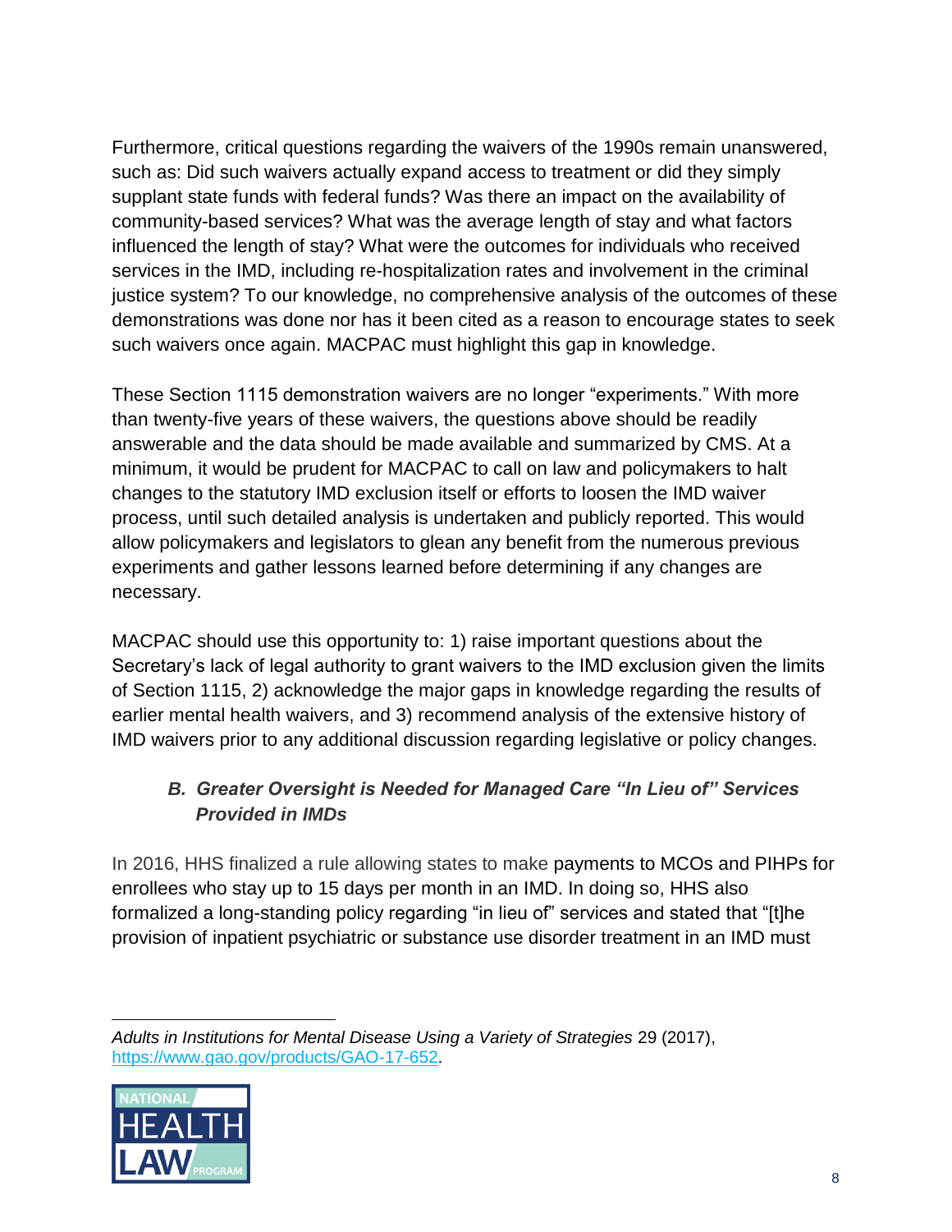Furthermore, critical questions regarding the waivers of the 1990s remain unanswered, such as: Did such waivers actually expand access to treatment or did they simply supplant state funds with federal funds? Was there an impact on the availability of community-based services? What was the average length of stay and what factors influenced the length of stay? What were the outcomes for individuals who received services in the IMD, including re-hospitalization rates and involvement in the criminal justice system? To our knowledge, no comprehensive analysis of the outcomes of these demonstrations was done nor has it been cited as a reason to encourage states to seek such waivers once again. MACPAC must highlight this gap in knowledge.

These Section 1115 demonstration waivers are no longer "experiments." With more than twenty-five years of these waivers, the questions above should be readily answerable and the data should be made available and summarized by CMS. At a minimum, it would be prudent for MACPAC to call on law and policymakers to halt changes to the statutory IMD exclusion itself or efforts to loosen the IMD waiver process, until such detailed analysis is undertaken and publicly reported. This would allow policymakers and legislators to glean any benefit from the numerous previous experiments and gather lessons learned before determining if any changes are necessary.

MACPAC should use this opportunity to: 1) raise important questions about the Secretary's lack of legal authority to grant waivers to the IMD exclusion given the limits of Section 1115, 2) acknowledge the major gaps in knowledge regarding the results of earlier mental health waivers, and 3) recommend analysis of the extensive history of IMD waivers prior to any additional discussion regarding legislative or policy changes.

### *B. Greater Oversight is Needed for Managed Care "In Lieu of" Services Provided in IMDs*

In 2016, HHS finalized a rule allowing states to make payments to MCOs and PIHPs for enrollees who stay up to 15 days per month in an IMD. In doing so, HHS also formalized a long-standing policy regarding "in lieu of" services and stated that "[t]he provision of inpatient psychiatric or substance use disorder treatment in an IMD must

---

*Adults in Institutions for Mental Disease Using a Variety of Strategies* 29 (2017), https://www.gao.gov/products/GAO-17-652.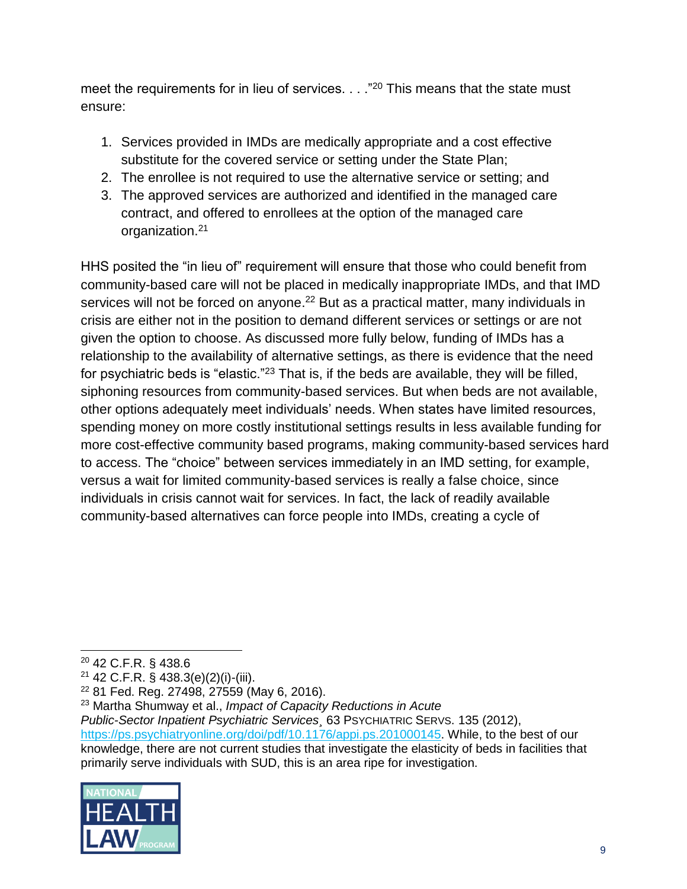meet the requirements for in lieu of services. . . ."[20] This means that the state must ensure:

1. Services provided in IMDs are medically appropriate and a cost effective substitute for the covered service or setting under the State Plan;
2. The enrollee is not required to use the alternative service or setting; and
3. The approved services are authorized and identified in the managed care contract, and offered to enrollees at the option of the managed care organization.[21]

HHS posited the "in lieu of" requirement will ensure that those who could benefit from community-based care will not be placed in medically inappropriate IMDs, and that IMD services will not be forced on anyone.[22] But as a practical matter, many individuals in crisis are either not in the position to demand different services or settings or are not given the option to choose. As discussed more fully below, funding of IMDs has a relationship to the availability of alternative settings, as there is evidence that the need for psychiatric beds is "elastic."[23] That is, if the beds are available, they will be filled, siphoning resources from community-based services. But when beds are not available, other options adequately meet individuals' needs. When states have limited resources, spending money on more costly institutional settings results in less available funding for more cost-effective community based programs, making community-based services hard to access. The "choice" between services immediately in an IMD setting, for example, versus a wait for limited community-based services is really a false choice, since individuals in crisis cannot wait for services. In fact, the lack of readily available community-based alternatives can force people into IMDs, creating a cycle of

---

[20] 42 C.F.R. § 438.6

[21] 42 C.F.R. § 438.3(e)(2)(i)-(iii).

[22] 81 Fed. Reg. 27498, 27559 (May 6, 2016).

[23] Martha Shumway et al., *Impact of Capacity Reductions in Acute Public-Sector Inpatient Psychiatric Services*¸ 63 PSYCHIATRIC SERVS. 135 (2012), https://ps.psychiatryonline.org/doi/pdf/10.1176/appi.ps.201000145. While, to the best of our knowledge, there are not current studies that investigate the elasticity of beds in facilities that primarily serve individuals with SUD, this is an area ripe for investigation.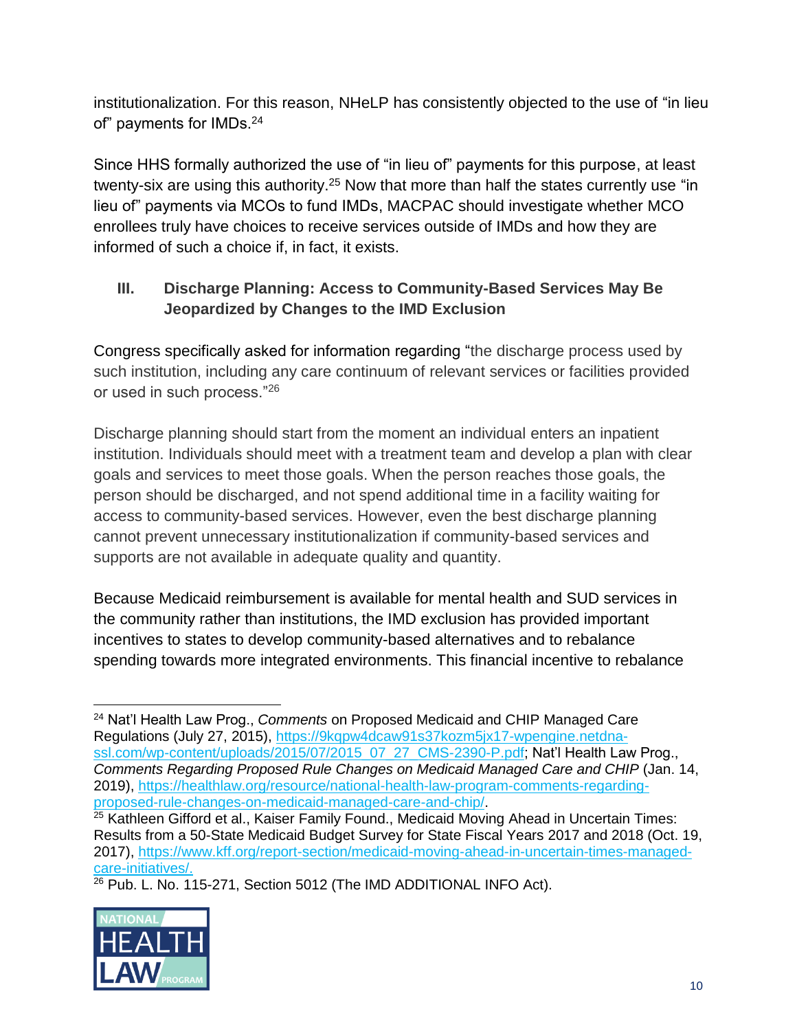institutionalization. For this reason, NHeLP has consistently objected to the use of "in lieu of" payments for IMDs.[24]

Since HHS formally authorized the use of "in lieu of" payments for this purpose, at least twenty-six are using this authority.[25] Now that more than half the states currently use "in lieu of" payments via MCOs to fund IMDs, MACPAC should investigate whether MCO enrollees truly have choices to receive services outside of IMDs and how they are informed of such a choice if, in fact, it exists.

## III. Discharge Planning: Access to Community-Based Services May Be Jeopardized by Changes to the IMD Exclusion

Congress specifically asked for information regarding "the discharge process used by such institution, including any care continuum of relevant services or facilities provided or used in such process."[26]

Discharge planning should start from the moment an individual enters an inpatient institution. Individuals should meet with a treatment team and develop a plan with clear goals and services to meet those goals. When the person reaches those goals, the person should be discharged, and not spend additional time in a facility waiting for access to community-based services. However, even the best discharge planning cannot prevent unnecessary institutionalization if community-based services and supports are not available in adequate quality and quantity.

Because Medicaid reimbursement is available for mental health and SUD services in the community rather than institutions, the IMD exclusion has provided important incentives to states to develop community-based alternatives and to rebalance spending towards more integrated environments. This financial incentive to rebalance

---

[24] Nat'l Health Law Prog., *Comments* on Proposed Medicaid and CHIP Managed Care Regulations (July 27, 2015), https://9kqpw4dcaw91s37kozm5jx17-wpengine.netdna-ssl.com/wp-content/uploads/2015/07/2015_07_27_CMS-2390-P.pdf; Nat'l Health Law Prog., *Comments Regarding Proposed Rule Changes on Medicaid Managed Care and CHIP* (Jan. 14, 2019), https://healthlaw.org/resource/national-health-law-program-comments-regarding-proposed-rule-changes-on-medicaid-managed-care-and-chip/.

[25] Kathleen Gifford et al., Kaiser Family Found., Medicaid Moving Ahead in Uncertain Times: Results from a 50-State Medicaid Budget Survey for State Fiscal Years 2017 and 2018 (Oct. 19, 2017), https://www.kff.org/report-section/medicaid-moving-ahead-in-uncertain-times-managed-care-initiatives/.

[26] Pub. L. No. 115-271, Section 5012 (The IMD ADDITIONAL INFO Act).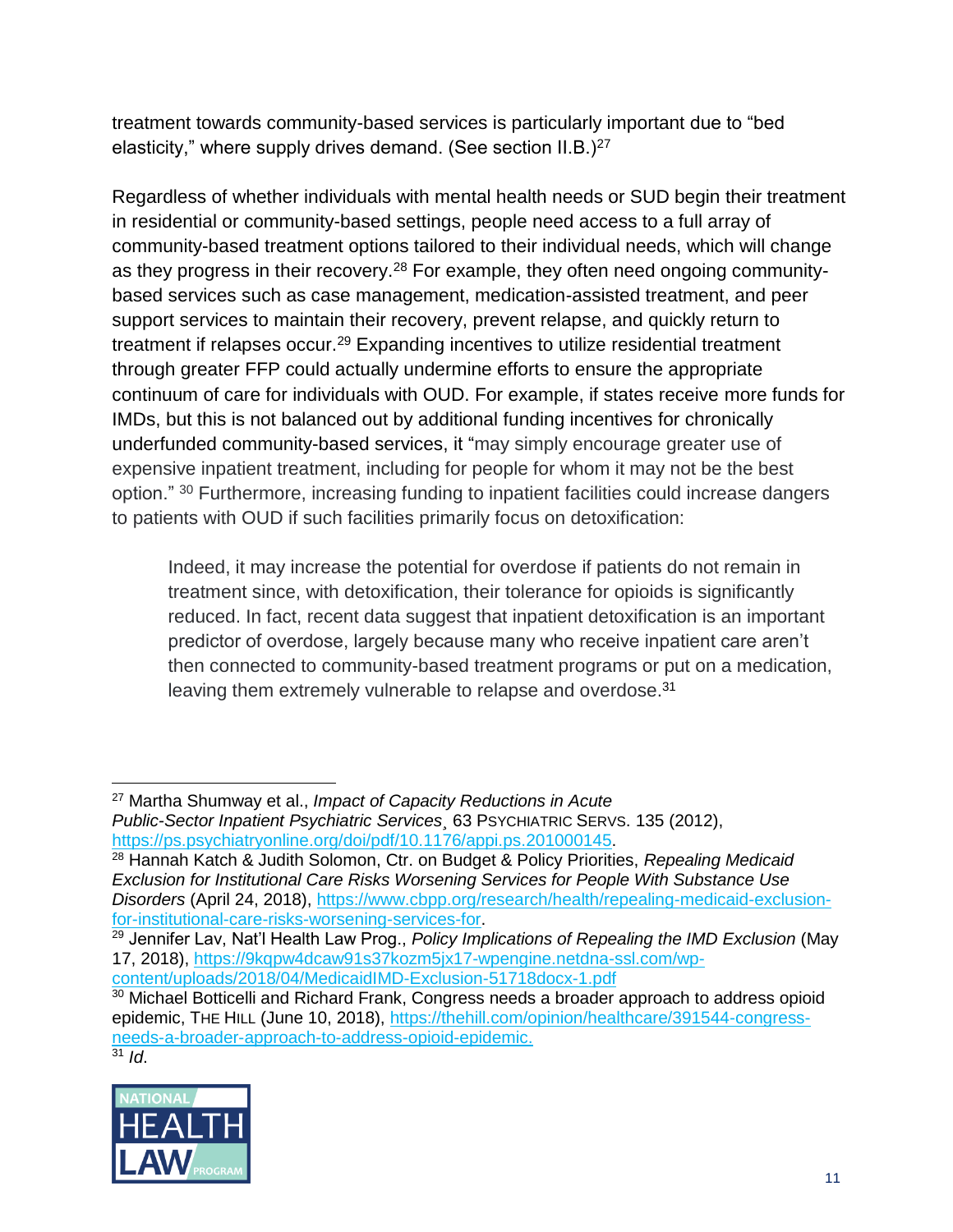treatment towards community-based services is particularly important due to "bed elasticity," where supply drives demand. (See section II.B.)[27]

Regardless of whether individuals with mental health needs or SUD begin their treatment in residential or community-based settings, people need access to a full array of community-based treatment options tailored to their individual needs, which will change as they progress in their recovery.[28] For example, they often need ongoing community-based services such as case management, medication-assisted treatment, and peer support services to maintain their recovery, prevent relapse, and quickly return to treatment if relapses occur.[29] Expanding incentives to utilize residential treatment through greater FFP could actually undermine efforts to ensure the appropriate continuum of care for individuals with OUD. For example, if states receive more funds for IMDs, but this is not balanced out by additional funding incentives for chronically underfunded community-based services, it "may simply encourage greater use of expensive inpatient treatment, including for people for whom it may not be the best option." [30] Furthermore, increasing funding to inpatient facilities could increase dangers to patients with OUD if such facilities primarily focus on detoxification:

> Indeed, it may increase the potential for overdose if patients do not remain in treatment since, with detoxification, their tolerance for opioids is significantly reduced. In fact, recent data suggest that inpatient detoxification is an important predictor of overdose, largely because many who receive inpatient care aren't then connected to community-based treatment programs or put on a medication, leaving them extremely vulnerable to relapse and overdose.[31]

---

[27] Martha Shumway et al., *Impact of Capacity Reductions in Acute Public-Sector Inpatient Psychiatric Services*¸ 63 PSYCHIATRIC SERVS. 135 (2012), https://ps.psychiatryonline.org/doi/pdf/10.1176/appi.ps.201000145.

[28] Hannah Katch & Judith Solomon, Ctr. on Budget & Policy Priorities, *Repealing Medicaid Exclusion for Institutional Care Risks Worsening Services for People With Substance Use Disorders* (April 24, 2018), https://www.cbpp.org/research/health/repealing-medicaid-exclusion-for-institutional-care-risks-worsening-services-for.

[29] Jennifer Lav, Nat'l Health Law Prog., *Policy Implications of Repealing the IMD Exclusion* (May 17, 2018), https://9kqpw4dcaw91s37kozm5jx17-wpengine.netdna-ssl.com/wp-content/uploads/2018/04/MedicaidIMD-Exclusion-51718docx-1.pdf

[30] Michael Botticelli and Richard Frank, Congress needs a broader approach to address opioid epidemic, THE HILL (June 10, 2018), https://thehill.com/opinion/healthcare/391544-congress-needs-a-broader-approach-to-address-opioid-epidemic.

[31] *Id*.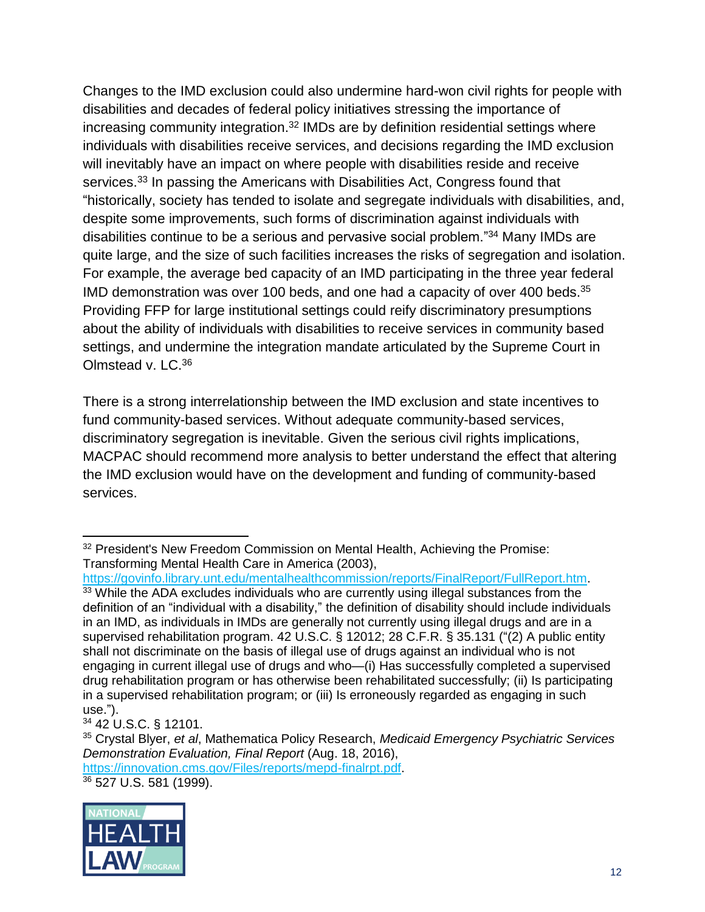Changes to the IMD exclusion could also undermine hard-won civil rights for people with disabilities and decades of federal policy initiatives stressing the importance of increasing community integration.[32] IMDs are by definition residential settings where individuals with disabilities receive services, and decisions regarding the IMD exclusion will inevitably have an impact on where people with disabilities reside and receive services.[33] In passing the Americans with Disabilities Act, Congress found that "historically, society has tended to isolate and segregate individuals with disabilities, and, despite some improvements, such forms of discrimination against individuals with disabilities continue to be a serious and pervasive social problem."[34] Many IMDs are quite large, and the size of such facilities increases the risks of segregation and isolation. For example, the average bed capacity of an IMD participating in the three year federal IMD demonstration was over 100 beds, and one had a capacity of over 400 beds.[35] Providing FFP for large institutional settings could reify discriminatory presumptions about the ability of individuals with disabilities to receive services in community based settings, and undermine the integration mandate articulated by the Supreme Court in Olmstead v. LC.[36]

There is a strong interrelationship between the IMD exclusion and state incentives to fund community-based services. Without adequate community-based services, discriminatory segregation is inevitable. Given the serious civil rights implications, MACPAC should recommend more analysis to better understand the effect that altering the IMD exclusion would have on the development and funding of community-based services.

---

[32] President's New Freedom Commission on Mental Health, Achieving the Promise: Transforming Mental Health Care in America (2003), https://govinfo.library.unt.edu/mentalhealthcommission/reports/FinalReport/FullReport.htm.

[33] While the ADA excludes individuals who are currently using illegal substances from the definition of an "individual with a disability," the definition of disability should include individuals in an IMD, as individuals in IMDs are generally not currently using illegal drugs and are in a supervised rehabilitation program. 42 U.S.C. § 12012; 28 C.F.R. § 35.131 ("(2) A public entity shall not discriminate on the basis of illegal use of drugs against an individual who is not engaging in current illegal use of drugs and who—(i) Has successfully completed a supervised drug rehabilitation program or has otherwise been rehabilitated successfully; (ii) Is participating in a supervised rehabilitation program; or (iii) Is erroneously regarded as engaging in such use.").

[34] 42 U.S.C. § 12101.

[35] Crystal Blyer, *et al*, Mathematica Policy Research, *Medicaid Emergency Psychiatric Services Demonstration Evaluation, Final Report* (Aug. 18, 2016), https://innovation.cms.gov/Files/reports/mepd-finalrpt.pdf.

[36] 527 U.S. 581 (1999).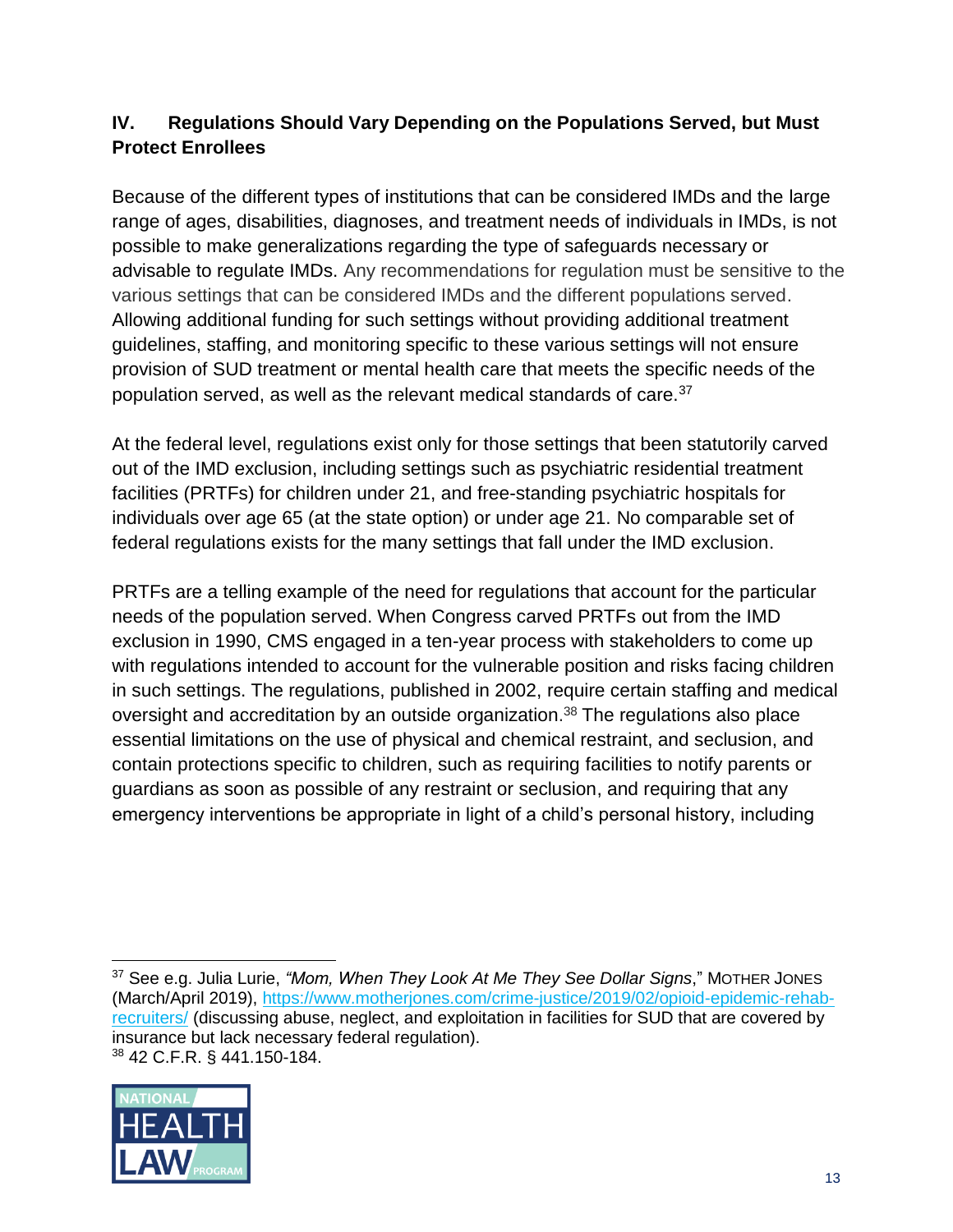## IV. Regulations Should Vary Depending on the Populations Served, but Must Protect Enrollees

Because of the different types of institutions that can be considered IMDs and the large range of ages, disabilities, diagnoses, and treatment needs of individuals in IMDs, is not possible to make generalizations regarding the type of safeguards necessary or advisable to regulate IMDs. Any recommendations for regulation must be sensitive to the various settings that can be considered IMDs and the different populations served. Allowing additional funding for such settings without providing additional treatment guidelines, staffing, and monitoring specific to these various settings will not ensure provision of SUD treatment or mental health care that meets the specific needs of the population served, as well as the relevant medical standards of care.[37]

At the federal level, regulations exist only for those settings that been statutorily carved out of the IMD exclusion, including settings such as psychiatric residential treatment facilities (PRTFs) for children under 21, and free-standing psychiatric hospitals for individuals over age 65 (at the state option) or under age 21. No comparable set of federal regulations exists for the many settings that fall under the IMD exclusion.

PRTFs are a telling example of the need for regulations that account for the particular needs of the population served. When Congress carved PRTFs out from the IMD exclusion in 1990, CMS engaged in a ten-year process with stakeholders to come up with regulations intended to account for the vulnerable position and risks facing children in such settings. The regulations, published in 2002, require certain staffing and medical oversight and accreditation by an outside organization.[38] The regulations also place essential limitations on the use of physical and chemical restraint, and seclusion, and contain protections specific to children, such as requiring facilities to notify parents or guardians as soon as possible of any restraint or seclusion, and requiring that any emergency interventions be appropriate in light of a child's personal history, including

---

[37] See e.g. Julia Lurie, *"Mom, When They Look At Me They See Dollar Signs*," MOTHER JONES (March/April 2019), https://www.motherjones.com/crime-justice/2019/02/opioid-epidemic-rehab-recruiters/ (discussing abuse, neglect, and exploitation in facilities for SUD that are covered by insurance but lack necessary federal regulation).

[38] 42 C.F.R. § 441.150-184.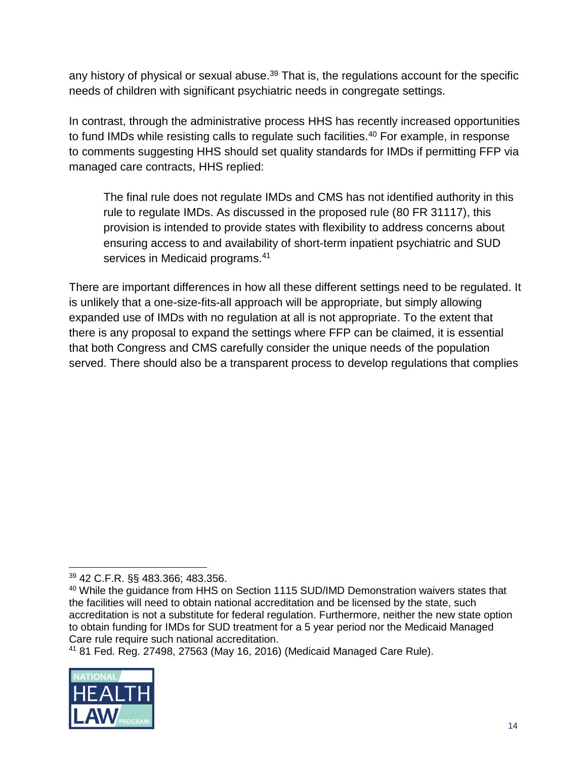any history of physical or sexual abuse.[39] That is, the regulations account for the specific needs of children with significant psychiatric needs in congregate settings.

In contrast, through the administrative process HHS has recently increased opportunities to fund IMDs while resisting calls to regulate such facilities.[40] For example, in response to comments suggesting HHS should set quality standards for IMDs if permitting FFP via managed care contracts, HHS replied:

> The final rule does not regulate IMDs and CMS has not identified authority in this rule to regulate IMDs. As discussed in the proposed rule (80 FR 31117), this provision is intended to provide states with flexibility to address concerns about ensuring access to and availability of short-term inpatient psychiatric and SUD services in Medicaid programs.[41]

There are important differences in how all these different settings need to be regulated. It is unlikely that a one-size-fits-all approach will be appropriate, but simply allowing expanded use of IMDs with no regulation at all is not appropriate. To the extent that there is any proposal to expand the settings where FFP can be claimed, it is essential that both Congress and CMS carefully consider the unique needs of the population served. There should also be a transparent process to develop regulations that complies

---

[39] 42 C.F.R. §§ 483.366; 483.356.

[40] While the guidance from HHS on Section 1115 SUD/IMD Demonstration waivers states that the facilities will need to obtain national accreditation and be licensed by the state, such accreditation is not a substitute for federal regulation. Furthermore, neither the new state option to obtain funding for IMDs for SUD treatment for a 5 year period nor the Medicaid Managed Care rule require such national accreditation.

[41] 81 Fed. Reg. 27498, 27563 (May 16, 2016) (Medicaid Managed Care Rule).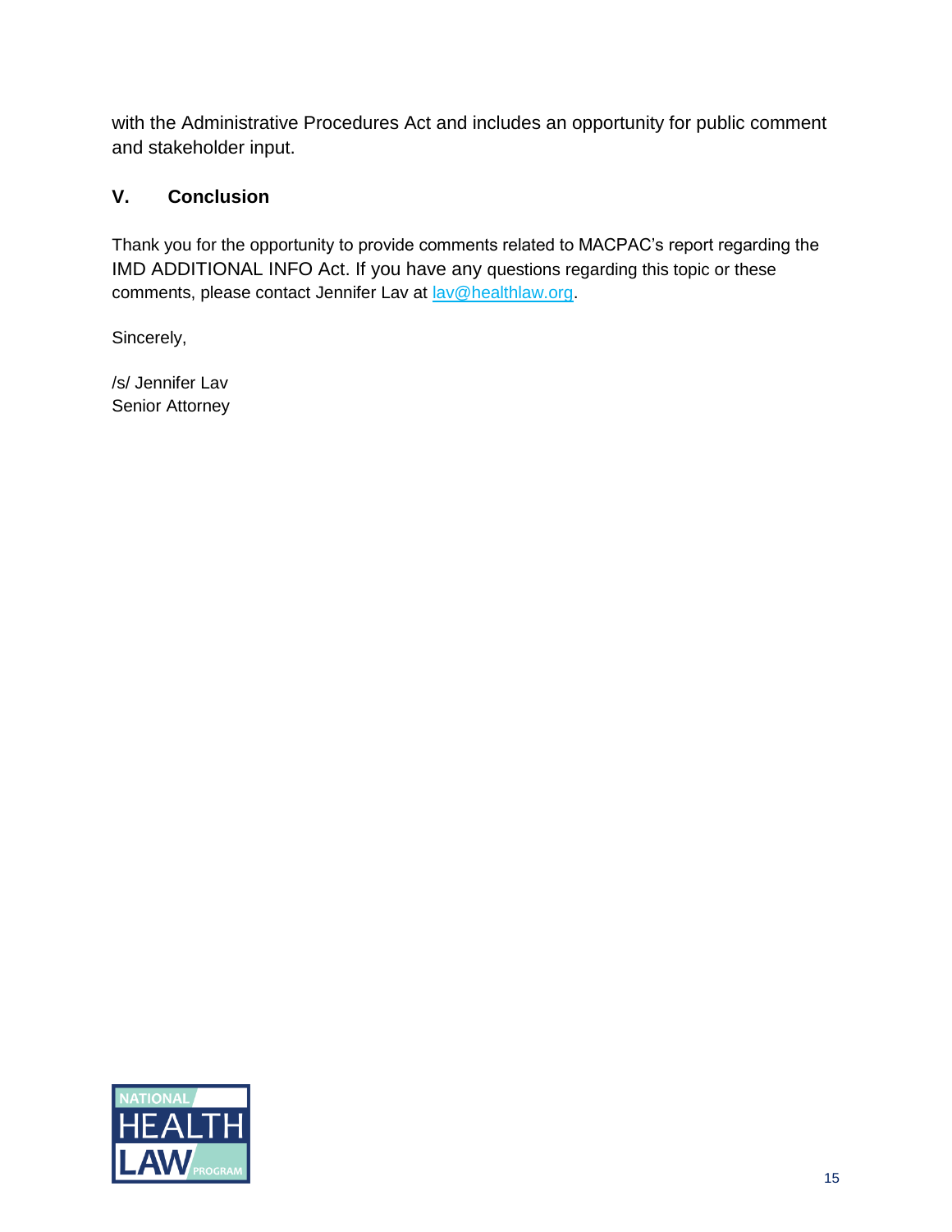with the Administrative Procedures Act and includes an opportunity for public comment and stakeholder input.

## V. Conclusion

Thank you for the opportunity to provide comments related to MACPAC's report regarding the IMD ADDITIONAL INFO Act. If you have any questions regarding this topic or these comments, please contact Jennifer Lav at lav@healthlaw.org.

Sincerely,

/s/ Jennifer Lav
Senior Attorney